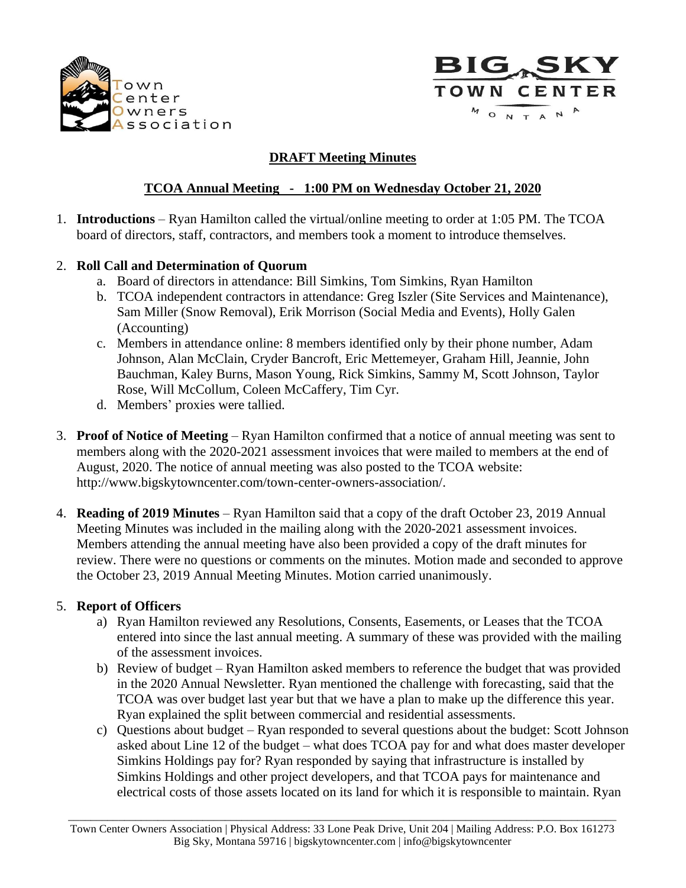**DRAFT Meeting Minutes**

**TCOA Annual Meeting - 1:00 PM on Wednesday October 21, 2020**

1. **Introductions** – Ryan Hamilton called the virtual/online meeting to order at 1:05 PM. The TCOA board of directors, staff, contractors, and members took a moment to introduce themselves.

2. **Roll Call and Determination of Quorum**
   a. Board of directors in attendance: Bill Simkins, Tom Simkins, Ryan Hamilton
   b. TCOA independent contractors in attendance: Greg Iszler (Site Services and Maintenance), Sam Miller (Snow Removal), Erik Morrison (Social Media and Events), Holly Galen (Accounting)
   c. Members in attendance online: 8 members identified only by their phone number, Adam Johnson, Alan McClain, Cryder Bancroft, Eric Mettemeyer, Graham Hill, Jeannie, John Bauchman, Kaley Burns, Mason Young, Rick Simkins, Sammy M, Scott Johnson, Taylor Rose, Will McCollum, Coleen McCaffery, Tim Cyr.
   d. Members' proxies were tallied.

3. **Proof of Notice of Meeting** – Ryan Hamilton confirmed that a notice of annual meeting was sent to members along with the 2020-2021 assessment invoices that were mailed to members at the end of August, 2020. The notice of annual meeting was also posted to the TCOA website: http://www.bigskytowncenter.com/town-center-owners-association/.

4. **Reading of 2019 Minutes** – Ryan Hamilton said that a copy of the draft October 23, 2019 Annual Meeting Minutes was included in the mailing along with the 2020-2021 assessment invoices. Members attending the annual meeting have also been provided a copy of the draft minutes for review. There were no questions or comments on the minutes. Motion made and seconded to approve the October 23, 2019 Annual Meeting Minutes. Motion carried unanimously.

5. **Report of Officers**
   a) Ryan Hamilton reviewed any Resolutions, Consents, Easements, or Leases that the TCOA entered into since the last annual meeting. A summary of these was provided with the mailing of the assessment invoices.
   b) Review of budget – Ryan Hamilton asked members to reference the budget that was provided in the 2020 Annual Newsletter. Ryan mentioned the challenge with forecasting, said that the TCOA was over budget last year but that we have a plan to make up the difference this year. Ryan explained the split between commercial and residential assessments.
   c) Questions about budget – Ryan responded to several questions about the budget: Scott Johnson asked about Line 12 of the budget – what does TCOA pay for and what does master developer Simkins Holdings pay for? Ryan responded by saying that infrastructure is installed by Simkins Holdings and other project developers, and that TCOA pays for maintenance and electrical costs of those assets located on its land for which it is responsible to maintain. Ryan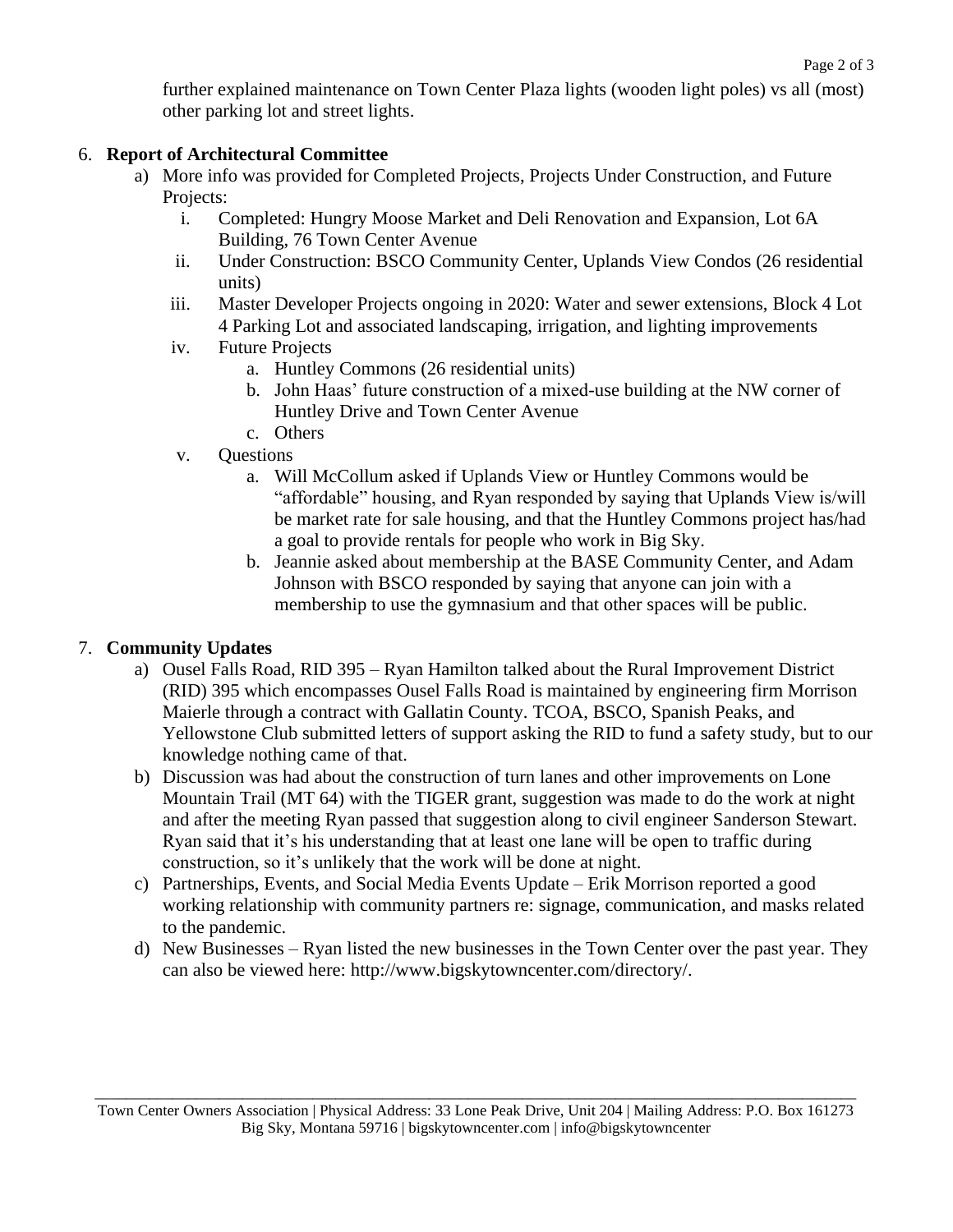further explained maintenance on Town Center Plaza lights (wooden light poles) vs all (most) other parking lot and street lights.

6. **Report of Architectural Committee**
   a) More info was provided for Completed Projects, Projects Under Construction, and Future Projects:
      i. Completed: Hungry Moose Market and Deli Renovation and Expansion, Lot 6A Building, 76 Town Center Avenue
      ii. Under Construction: BSCO Community Center, Uplands View Condos (26 residential units)
      iii. Master Developer Projects ongoing in 2020: Water and sewer extensions, Block 4 Lot 4 Parking Lot and associated landscaping, irrigation, and lighting improvements
      iv. Future Projects
         a. Huntley Commons (26 residential units)
         b. John Haas' future construction of a mixed-use building at the NW corner of Huntley Drive and Town Center Avenue
         c. Others
      v. Questions
         a. Will McCollum asked if Uplands View or Huntley Commons would be "affordable" housing, and Ryan responded by saying that Uplands View is/will be market rate for sale housing, and that the Huntley Commons project has/had a goal to provide rentals for people who work in Big Sky.
         b. Jeannie asked about membership at the BASE Community Center, and Adam Johnson with BSCO responded by saying that anyone can join with a membership to use the gymnasium and that other spaces will be public.

7. **Community Updates**
   a) Ousel Falls Road, RID 395 – Ryan Hamilton talked about the Rural Improvement District (RID) 395 which encompasses Ousel Falls Road is maintained by engineering firm Morrison Maierle through a contract with Gallatin County. TCOA, BSCO, Spanish Peaks, and Yellowstone Club submitted letters of support asking the RID to fund a safety study, but to our knowledge nothing came of that.
   b) Discussion was had about the construction of turn lanes and other improvements on Lone Mountain Trail (MT 64) with the TIGER grant, suggestion was made to do the work at night and after the meeting Ryan passed that suggestion along to civil engineer Sanderson Stewart. Ryan said that it's his understanding that at least one lane will be open to traffic during construction, so it's unlikely that the work will be done at night.
   c) Partnerships, Events, and Social Media Events Update – Erik Morrison reported a good working relationship with community partners re: signage, communication, and masks related to the pandemic.
   d) New Businesses – Ryan listed the new businesses in the Town Center over the past year. They can also be viewed here: http://www.bigskytowncenter.com/directory/.

Town Center Owners Association | Physical Address: 33 Lone Peak Drive, Unit 204 | Mailing Address: P.O. Box 161273 Big Sky, Montana 59716 | bigskytowncenter.com | info@bigskytowncenter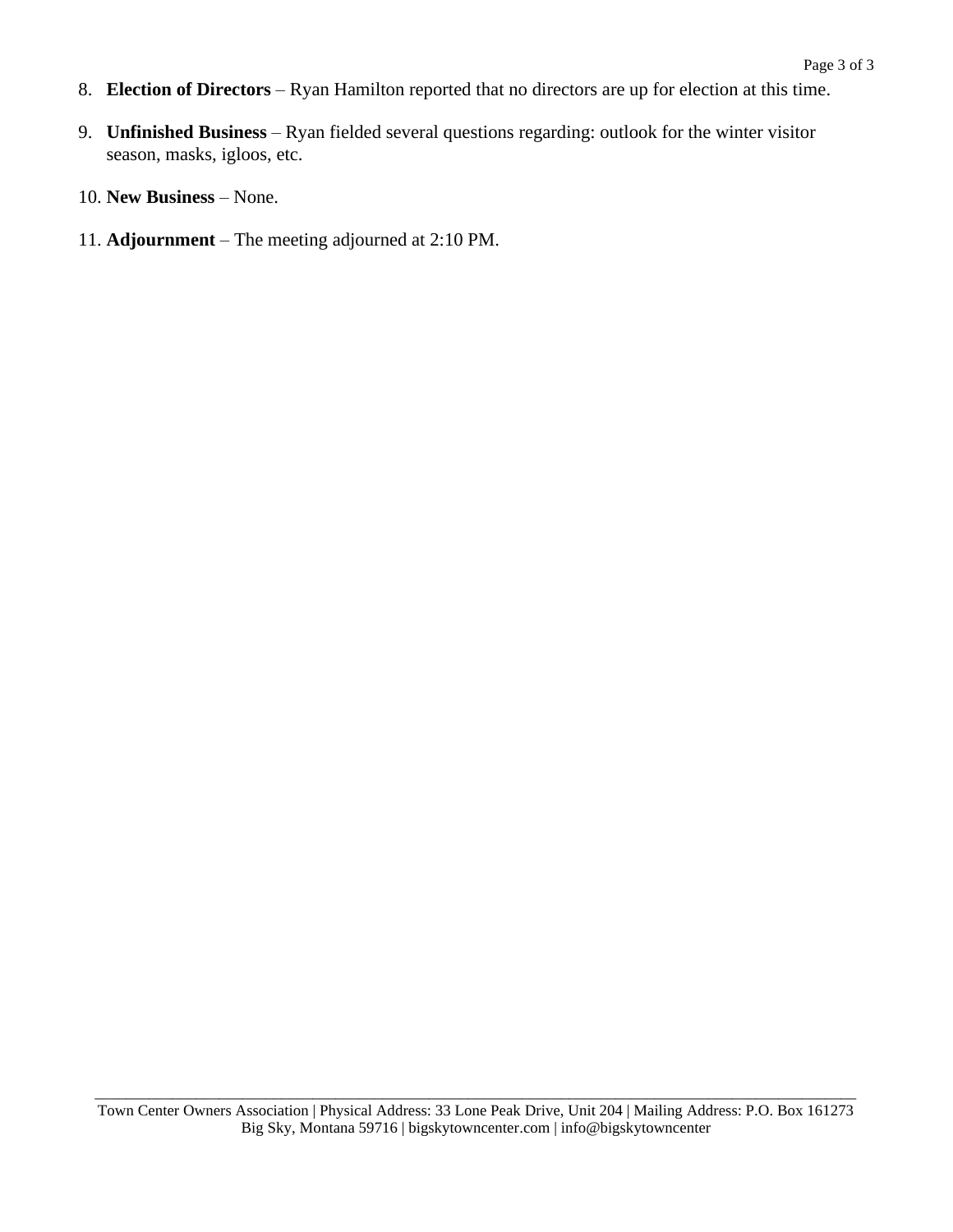8. **Election of Directors** – Ryan Hamilton reported that no directors are up for election at this time.
9. **Unfinished Business** – Ryan fielded several questions regarding: outlook for the winter visitor season, masks, igloos, etc.
10. **New Business** – None.
11. **Adjournment** – The meeting adjourned at 2:10 PM.